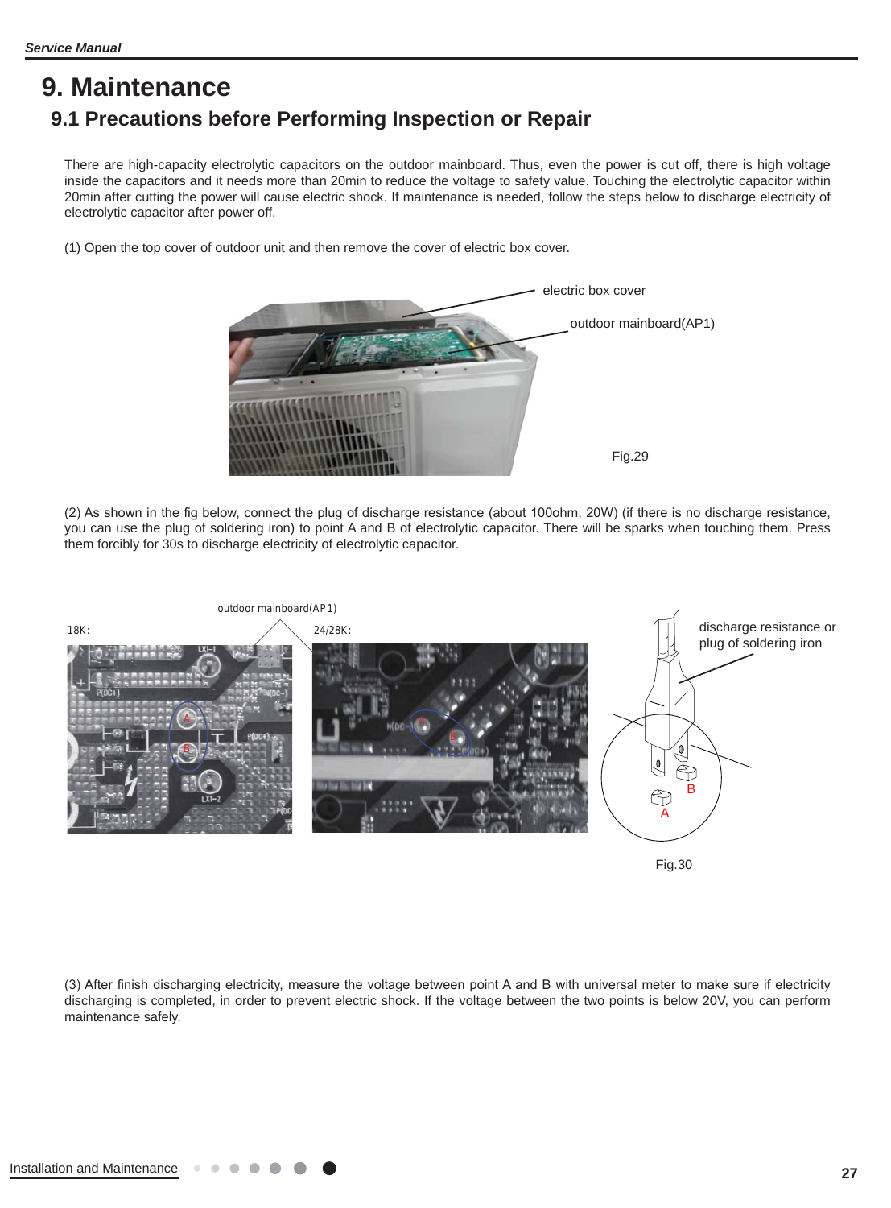# 9. Maintenance

## 9.1 Precautions before Performing Inspection or Repair

There are high-capacity electrolytic capacitors on the outdoor mainboard. Thus, even the power is cut off, there is high voltage inside the capacitors and it needs more than 20min to reduce the voltage to safety value. Touching the electrolytic capacitor within 20min after cutting the power will cause electric shock. If maintenance is needed, follow the steps below to discharge electricity of electrolytic capacitor after power off.

(1) Open the top cover of outdoor unit and then remove the cover of electric box cover.

electric box cover

outdoor mainboard(AP1)

Fig.29

(2) As shown in the fig below, connect the plug of discharge resistance (about 100ohm, 20W) (if there is no discharge resistance, you can use the plug of soldering iron) to point A and B of electrolytic capacitor. There will be sparks when touching them. Press them forcibly for 30s to discharge electricity of electrolytic capacitor.

outdoor mainboard(AP1)

18K:

24/28K:

discharge resistance or plug of soldering iron

Fig.30

(3) After finish discharging electricity, measure the voltage between point A and B with universal meter to make sure if electricity discharging is completed, in order to prevent electric shock. If the voltage between the two points is below 20V, you can perform maintenance safely.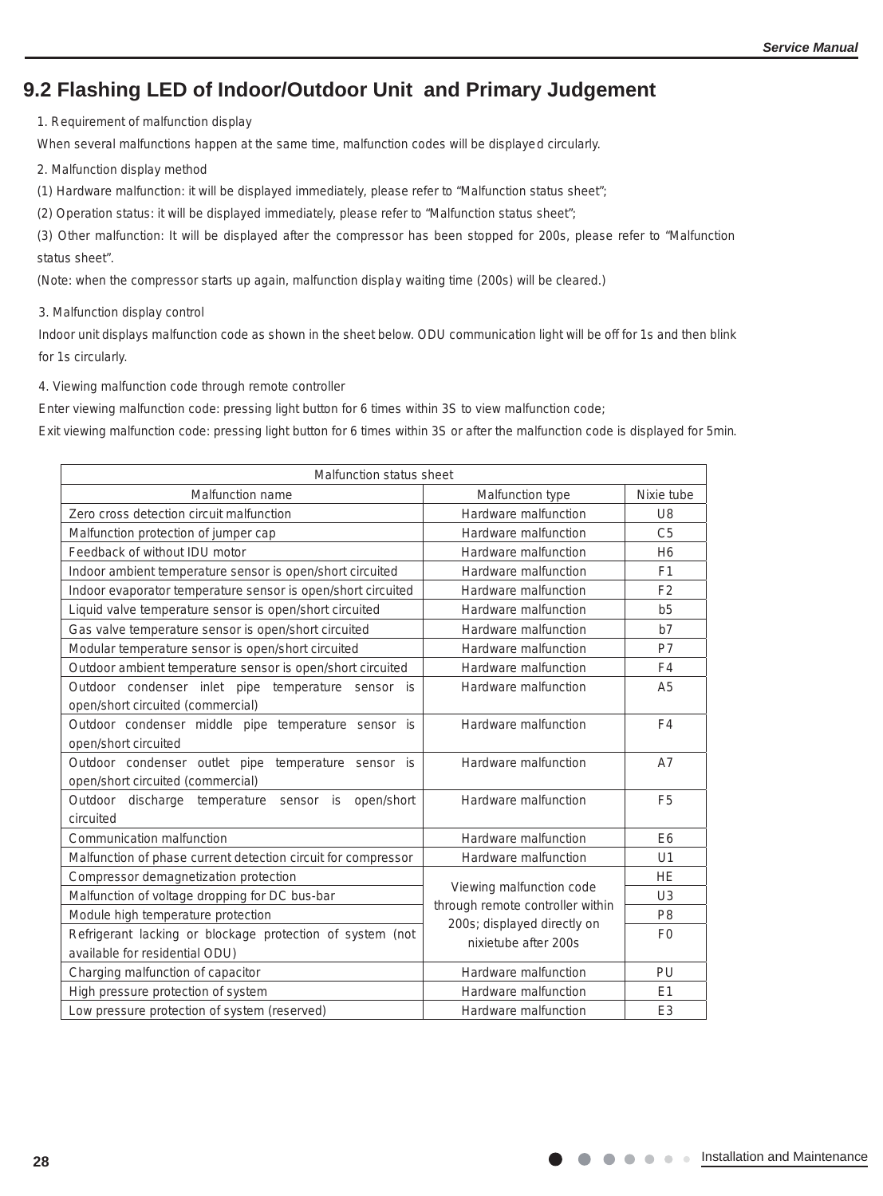## 9.2 Flashing LED of Indoor/Outdoor Unit and Primary Judgement

1. Requirement of malfunction display

When several malfunctions happen at the same time, malfunction codes will be displayed circularly.

2. Malfunction display method

(1) Hardware malfunction: it will be displayed immediately, please refer to "Malfunction status sheet";

(2) Operation status: it will be displayed immediately, please refer to "Malfunction status sheet";

(3) Other malfunction: It will be displayed after the compressor has been stopped for 200s, please refer to "Malfunction status sheet".

(Note: when the compressor starts up again, malfunction display waiting time (200s) will be cleared.)

3. Malfunction display control

Indoor unit displays malfunction code as shown in the sheet below. ODU communication light will be off for 1s and then blink for 1s circularly.

4. Viewing malfunction code through remote controller

Enter viewing malfunction code: pressing light button for 6 times within 3S to view malfunction code;

Exit viewing malfunction code: pressing light button for 6 times within 3S or after the malfunction code is displayed for 5min.

| Malfunction status sheet | | |
|---|---|---|
| Malfunction name | Malfunction type | Nixie tube |
| Zero cross detection circuit malfunction | Hardware malfunction | U8 |
| Malfunction protection of jumper cap | Hardware malfunction | C5 |
| Feedback of without IDU motor | Hardware malfunction | H6 |
| Indoor ambient temperature sensor is open/short circuited | Hardware malfunction | F1 |
| Indoor evaporator temperature sensor is open/short circuited | Hardware malfunction | F2 |
| Liquid valve temperature sensor is open/short circuited | Hardware malfunction | b5 |
| Gas valve temperature sensor is open/short circuited | Hardware malfunction | b7 |
| Modular temperature sensor is open/short circuited | Hardware malfunction | P7 |
| Outdoor ambient temperature sensor is open/short circuited | Hardware malfunction | F4 |
| Outdoor condenser inlet pipe temperature sensor is open/short circuited (commercial) | Hardware malfunction | A5 |
| Outdoor condenser middle pipe temperature sensor is open/short circuited | Hardware malfunction | F4 |
| Outdoor condenser outlet pipe temperature sensor is open/short circuited (commercial) | Hardware malfunction | A7 |
| Outdoor discharge temperature sensor is open/short circuited | Hardware malfunction | F5 |
| Communication malfunction | Hardware malfunction | E6 |
| Malfunction of phase current detection circuit for compressor | Hardware malfunction | U1 |
| Compressor demagnetization protection | Viewing malfunction code through remote controller within 200s; displayed directly on nixietube after 200s | HE |
| Malfunction of voltage dropping for DC bus-bar | | U3 |
| Module high temperature protection | | P8 |
| Refrigerant lacking or blockage protection of system (not available for residential ODU) | | F0 |
| Charging malfunction of capacitor | Hardware malfunction | PU |
| High pressure protection of system | Hardware malfunction | E1 |
| Low pressure protection of system (reserved) | Hardware malfunction | E3 |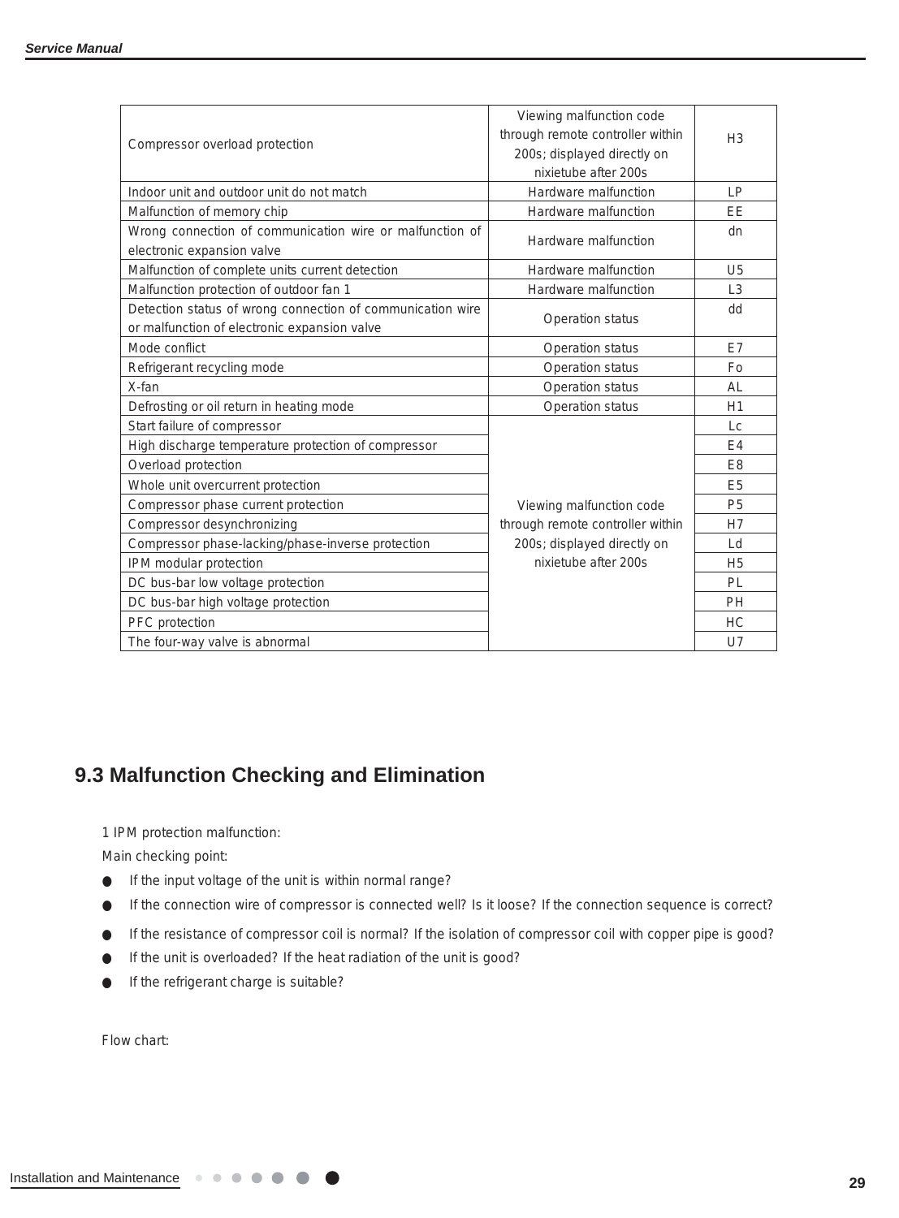| Compressor overload protection | Viewing malfunction code through remote controller within 200s; displayed directly on nixietube after 200s | H3 |
|---|---|---|
| Indoor unit and outdoor unit do not match | Hardware malfunction | LP |
| Malfunction of memory chip | Hardware malfunction | EE |
| Wrong connection of communication wire or malfunction of electronic expansion valve | Hardware malfunction | dn |
| Malfunction of complete units current detection | Hardware malfunction | U5 |
| Malfunction protection of outdoor fan 1 | Hardware malfunction | L3 |
| Detection status of wrong connection of communication wire or malfunction of electronic expansion valve | Operation status | dd |
| Mode conflict | Operation status | E7 |
| Refrigerant recycling mode | Operation status | Fo |
| X-fan | Operation status | AL |
| Defrosting or oil return in heating mode | Operation status | H1 |
| Start failure of compressor | Viewing malfunction code through remote controller within 200s; displayed directly on nixietube after 200s | Lc |
| High discharge temperature protection of compressor | | E4 |
| Overload protection | | E8 |
| Whole unit overcurrent protection | | E5 |
| Compressor phase current protection | | P5 |
| Compressor desynchronizing | | H7 |
| Compressor phase-lacking/phase-inverse protection | | Ld |
| IPM modular protection | | H5 |
| DC bus-bar low voltage protection | | PL |
| DC bus-bar high voltage protection | | PH |
| PFC protection | | HC |
| The four-way valve is abnormal | | U7 |

## 9.3 Malfunction Checking and Elimination

1 IPM protection malfunction:

Main checking point:

- If the input voltage of the unit is within normal range?
- If the connection wire of compressor is connected well? Is it loose? If the connection sequence is correct?
- If the resistance of compressor coil is normal? If the isolation of compressor coil with copper pipe is good?
- If the unit is overloaded? If the heat radiation of the unit is good?
- If the refrigerant charge is suitable?

Flow chart: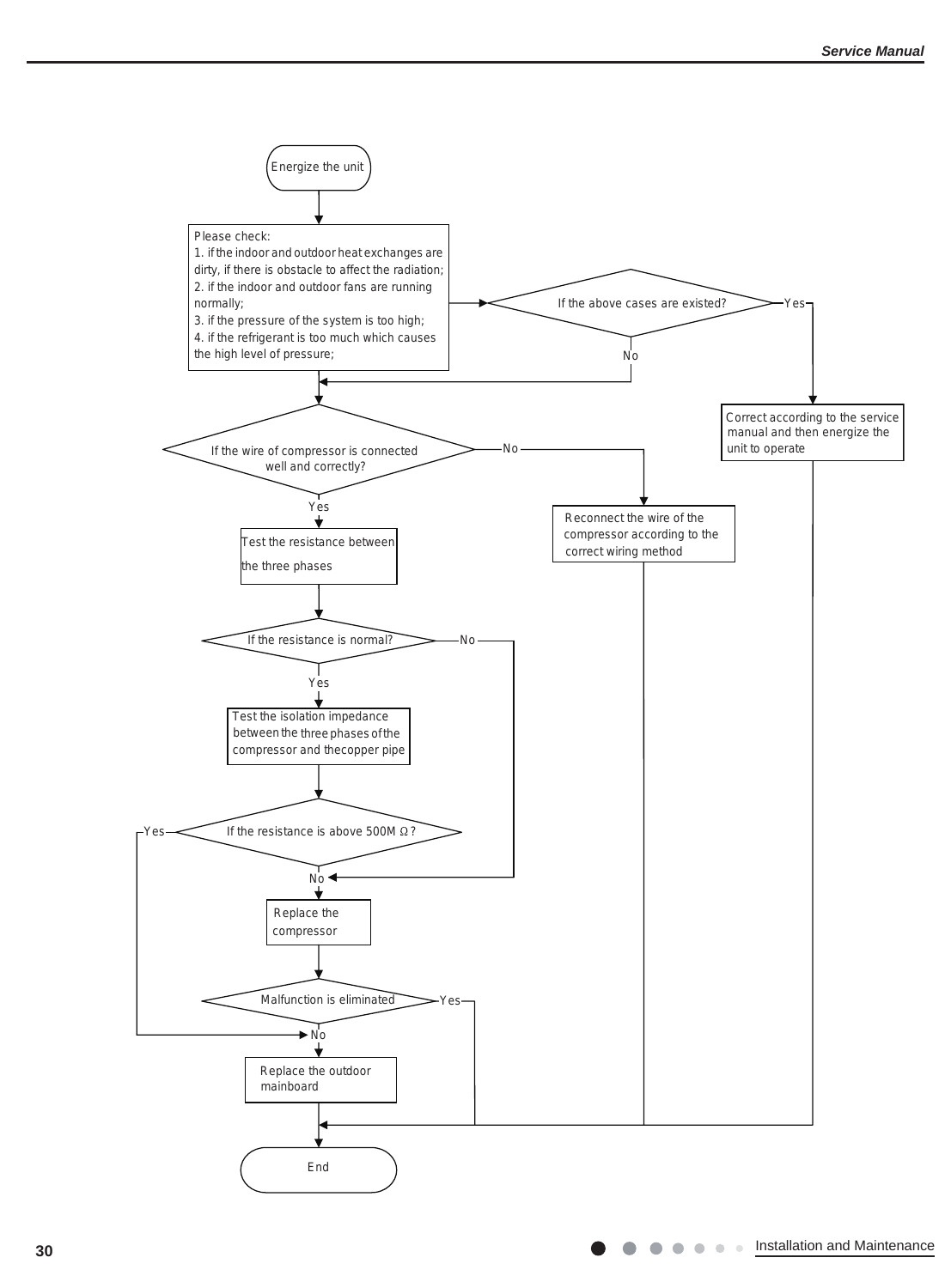Energize the unit

Please check:
1. if the indoor and outdoor heat exchanges are dirty, if there is obstacle to affect the radiation;
2. if the indoor and outdoor fans are running normally;
3. if the pressure of the system is too high;
4. if the refrigerant is too much which causes the high level of pressure;

If the above cases are existed?

Yes

Correct according to the service manual and then energize the unit to operate

No

If the wire of compressor is connected well and correctly?

No

Reconnect the wire of the compressor according to the correct wiring method

Yes

Test the resistance between the three phases

If the resistance is normal?

No

Yes

Test the isolation impedance between the three phases of the compressor and thecopper pipe

If the resistance is above 500M Ω?

Yes

No

Replace the compressor

Malfunction is eliminated

Yes

No

Replace the outdoor mainboard

End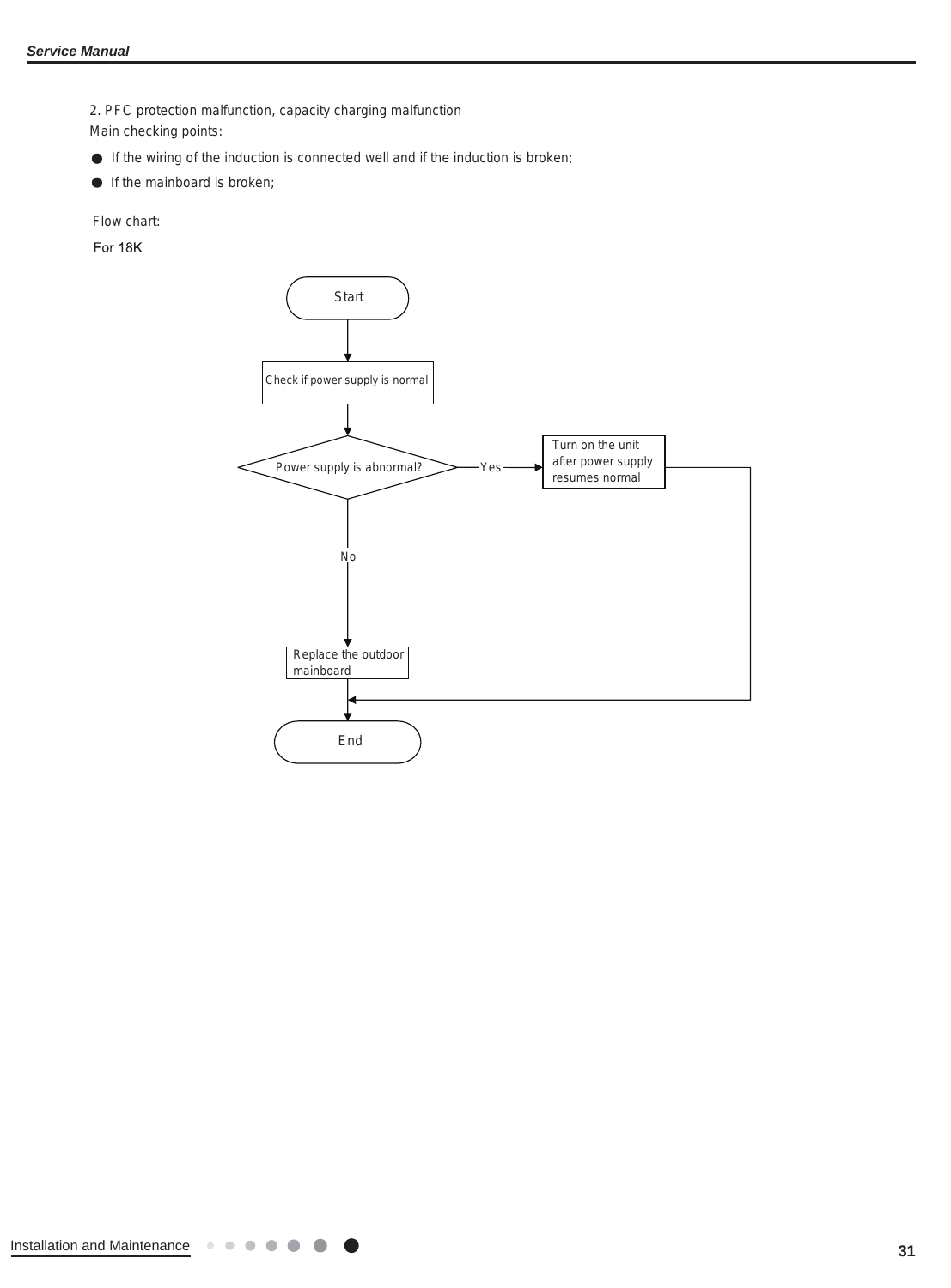2. PFC protection malfunction, capacity charging malfunction

Main checking points:

- If the wiring of the induction is connected well and if the induction is broken;
- If the mainboard is broken;

Flow chart:

For 18K

Start

Check if power supply is normal

Power supply is abnormal?

Yes → Turn on the unit after power supply resumes normal

No → Replace the outdoor mainboard

End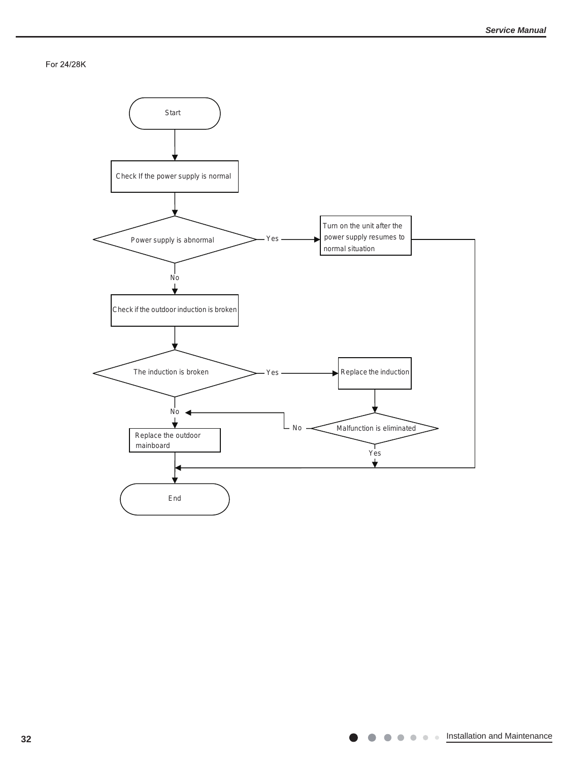For 24/28K

Start

Check If the power supply is normal

Power supply is abnormal — Yes → Turn on the unit after the power supply resumes to normal situation → End

No

Check if the outdoor induction is broken

The induction is broken — Yes → Replace the induction

Malfunction is eliminated — Yes → End

Malfunction is eliminated — No → Replace the outdoor mainboard

The induction is broken — No → Replace the outdoor mainboard

End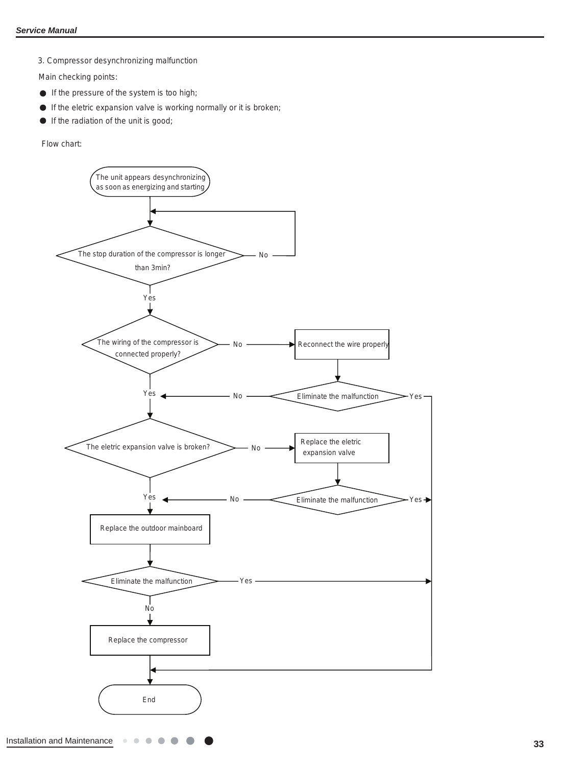3. Compressor desynchronizing malfunction

Main checking points:

- If the pressure of the system is too high;
- If the eletric expansion valve is working normally or it is broken;
- If the radiation of the unit is good;

Flow chart:

The unit appears desynchronizing as soon as energizing and starting

The stop duration of the compressor is longer than 3min?

No

Yes

The wiring of the compressor is connected properly?

No

Reconnect the wire properly

Yes

No

Eliminate the malfunction

Yes

The eletric expansion valve is broken?

No

Replace the eletric expansion valve

Yes

No

Eliminate the malfunction

Yes

Replace the outdoor mainboard

Eliminate the malfunction

Yes

No

Replace the compressor

End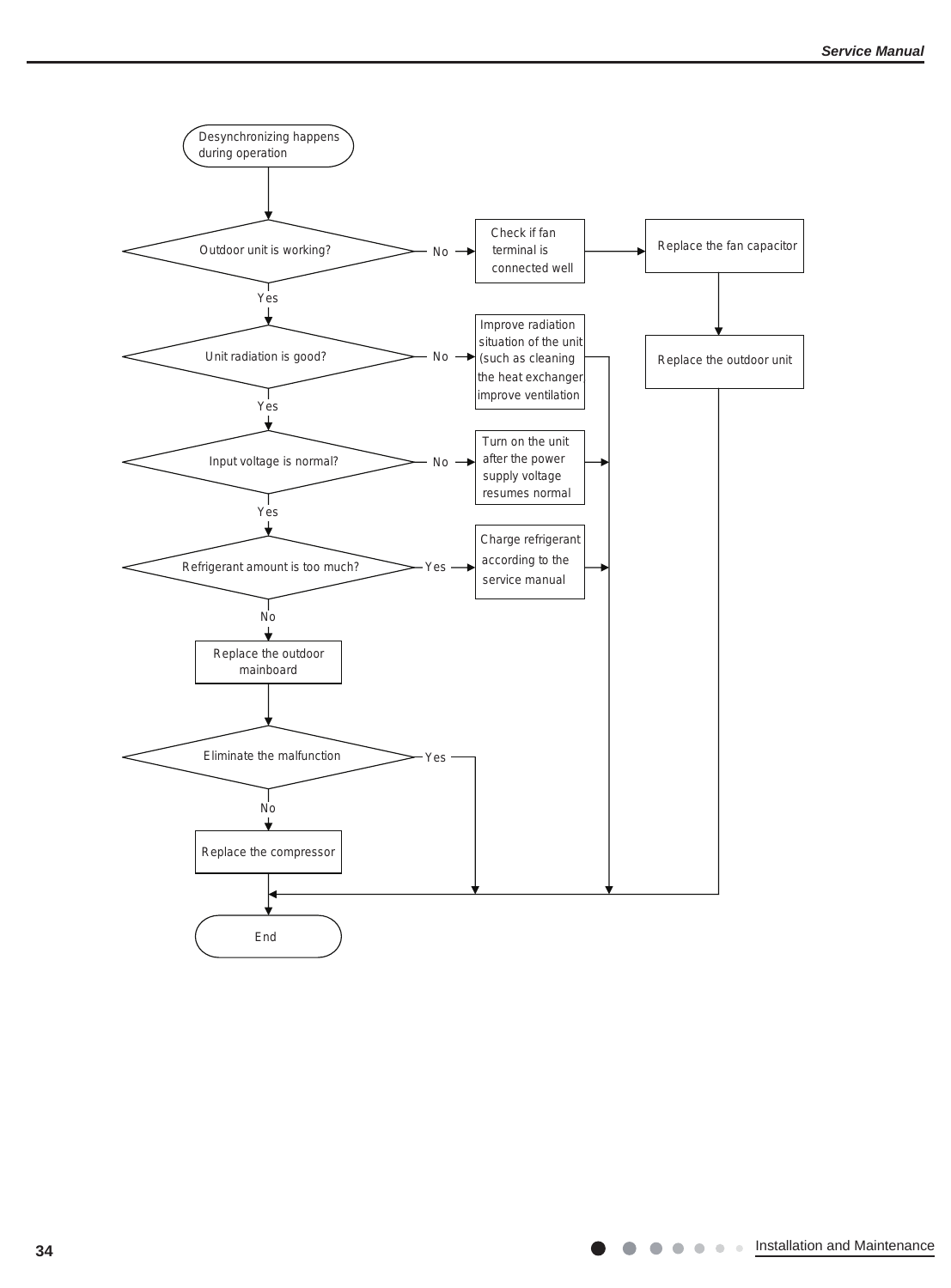Desynchronizing happens during operation

Outdoor unit is working?
- No → Check if fan terminal is connected well → Replace the fan capacitor → Replace the outdoor unit → End
- Yes ↓

Unit radiation is good?
- No → Improve radiation situation of the unit (such as cleaning the heat exchanger improve ventilation → End
- Yes ↓

Input voltage is normal?
- No → Turn on the unit after the power supply voltage resumes normal → End
- Yes ↓

Refrigerant amount is too much?
- Yes → Charge refrigerant according to the service manual → End
- No ↓

Replace the outdoor mainboard

Eliminate the malfunction
- Yes → End
- No ↓

Replace the compressor

End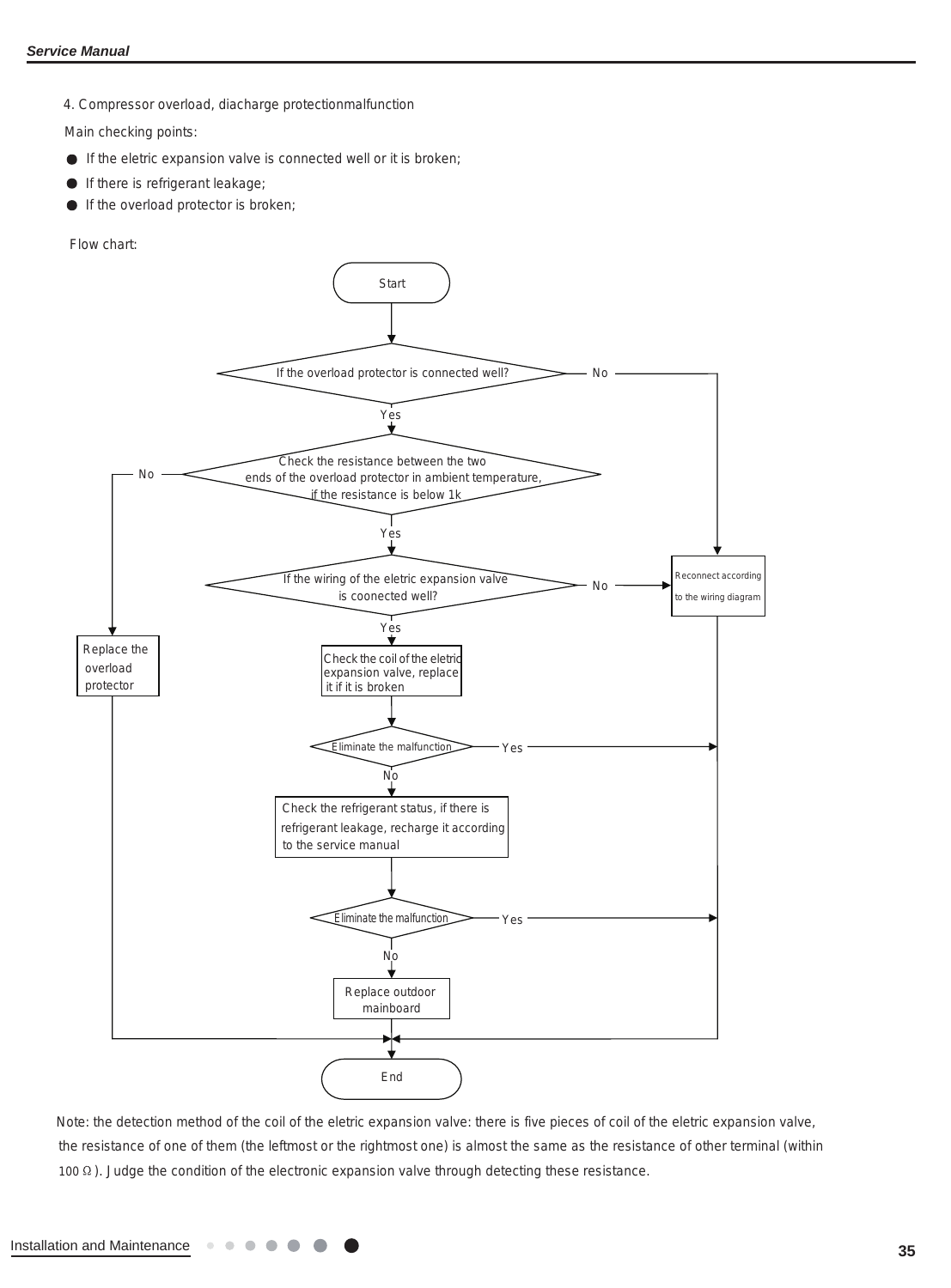4. Compressor overload, diacharge protectionmalfunction

Main checking points:

- If the eletric expansion valve is connected well or it is broken;
- If there is refrigerant leakage;
- If the overload protector is broken;

Flow chart:

Start

If the overload protector is connected well? — No → Reconnect according to the wiring diagram

Yes

Check the resistance between the two ends of the overload protector in ambient temperature, if the resistance is below 1k — No → Replace the overload protector

Yes

If the wiring of the eletric expansion valve is coonected well? — No → Reconnect according to the wiring diagram

Yes

Check the coil of the eletric expansion valve, replace it if it is broken

Eliminate the malfunction — Yes → End

No

Check the refrigerant status, if there is refrigerant leakage, recharge it according to the service manual

Eliminate the malfunction — Yes → End

No

Replace outdoor mainboard

End

Note: the detection method of the coil of the eletric expansion valve: there is five pieces of coil of the eletric expansion valve, the resistance of one of them (the leftmost or the rightmost one) is almost the same as the resistance of other terminal (within 100 Ω). Judge the condition of the electronic expansion valve through detecting these resistance.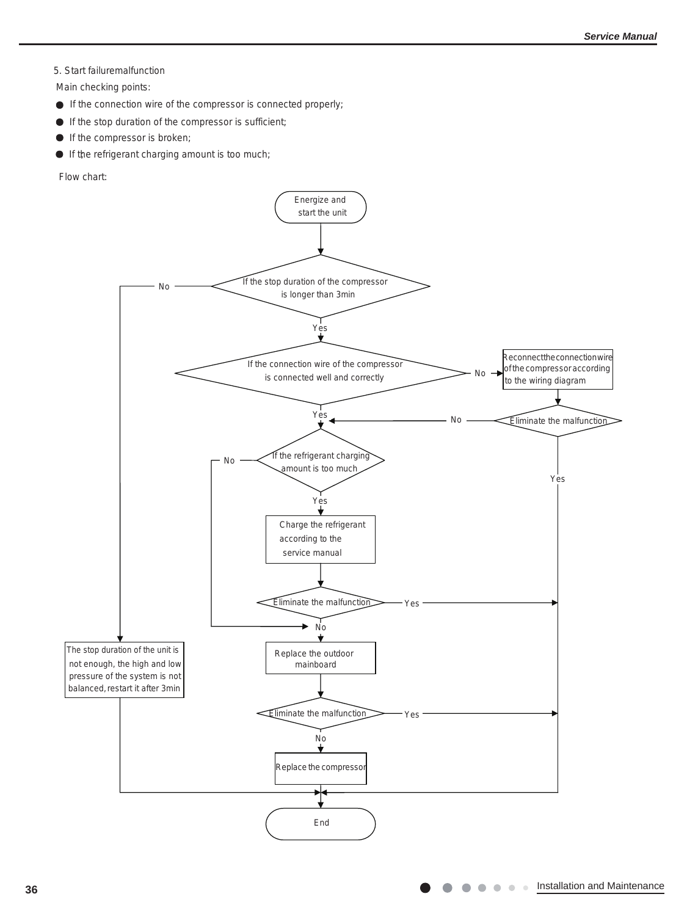5. Start failuremalfunction

Main checking points:

- If the connection wire of the compressor is connected properly;
- If the stop duration of the compressor is sufficient;
- If the compressor is broken;
- If the refrigerant charging amount is too much;

Flow chart:

Energize and start the unit

If the stop duration of the compressor is longer than 3min

No

Yes

If the connection wire of the compressor is connected well and correctly

No

Reconnect the connection wire of the compressor according to the wiring diagram

Yes

No

Eliminate the malfunction

No

If the refrigerant charging amount is too much

Yes

Yes

Charge the refrigerant according to the service manual

Eliminate the malfunction

Yes

No

The stop duration of the unit is not enough, the high and low pressure of the system is not balanced, restart it after 3min

Replace the outdoor mainboard

Eliminate the malfunction

Yes

No

Replace the compressor

End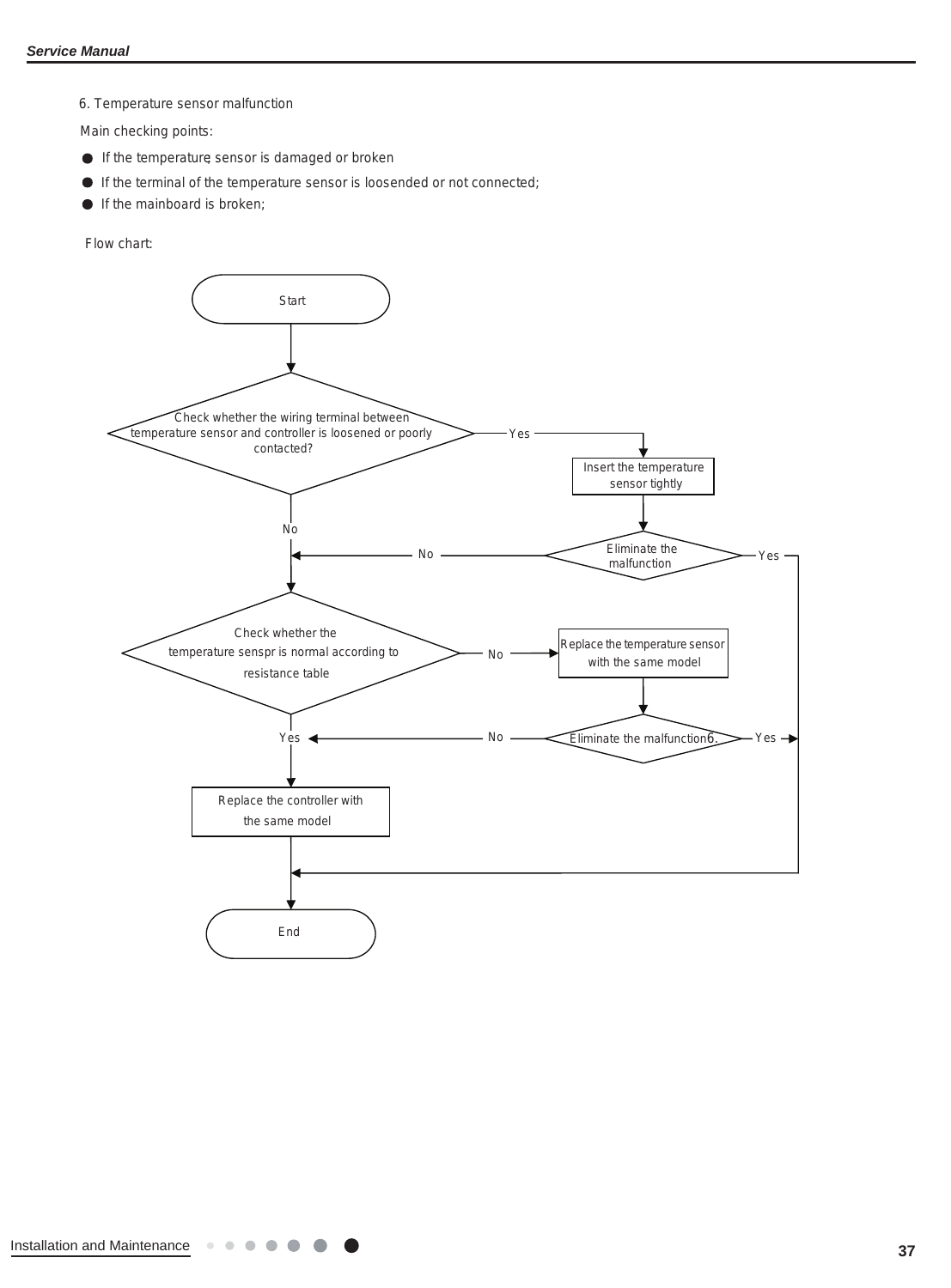6. Temperature sensor malfunction

Main checking points:

- If the temperature, sensor is damaged or broken
- If the terminal of the temperature sensor is loosended or not connected;
- If the mainboard is broken;

Flow chart:

Start

Check whether the wiring terminal between temperature sensor and controller is loosened or poorly contacted?

Yes → Insert the temperature sensor tightly

Eliminate the malfunction

No

Yes

No

Check whether the temperature senspr is normal according to resistance table

No → Replace the temperature sensor with the same model

Eliminate the malfunction6.

No

Yes

Yes

Replace the controller with the same model

End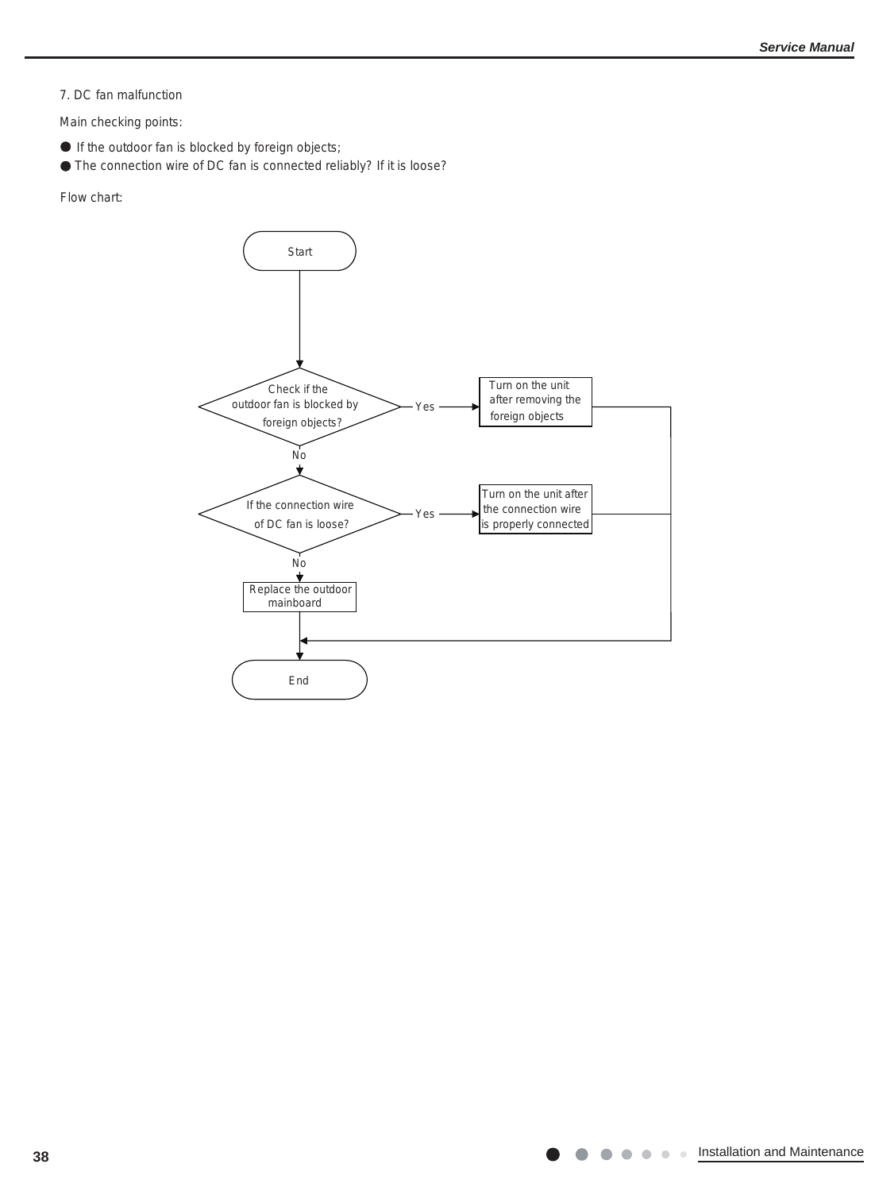7. DC fan malfunction

Main checking points:

- If the outdoor fan is blocked by foreign objects;
- The connection wire of DC fan is connected reliably? If it is loose?

Flow chart:

Start

Check if the outdoor fan is blocked by foreign objects? — Yes → Turn on the unit after removing the foreign objects → End

No ↓

If the connection wire of DC fan is loose? — Yes → Turn on the unit after the connection wire is properly connected → End

No ↓

Replace the outdoor mainboard

End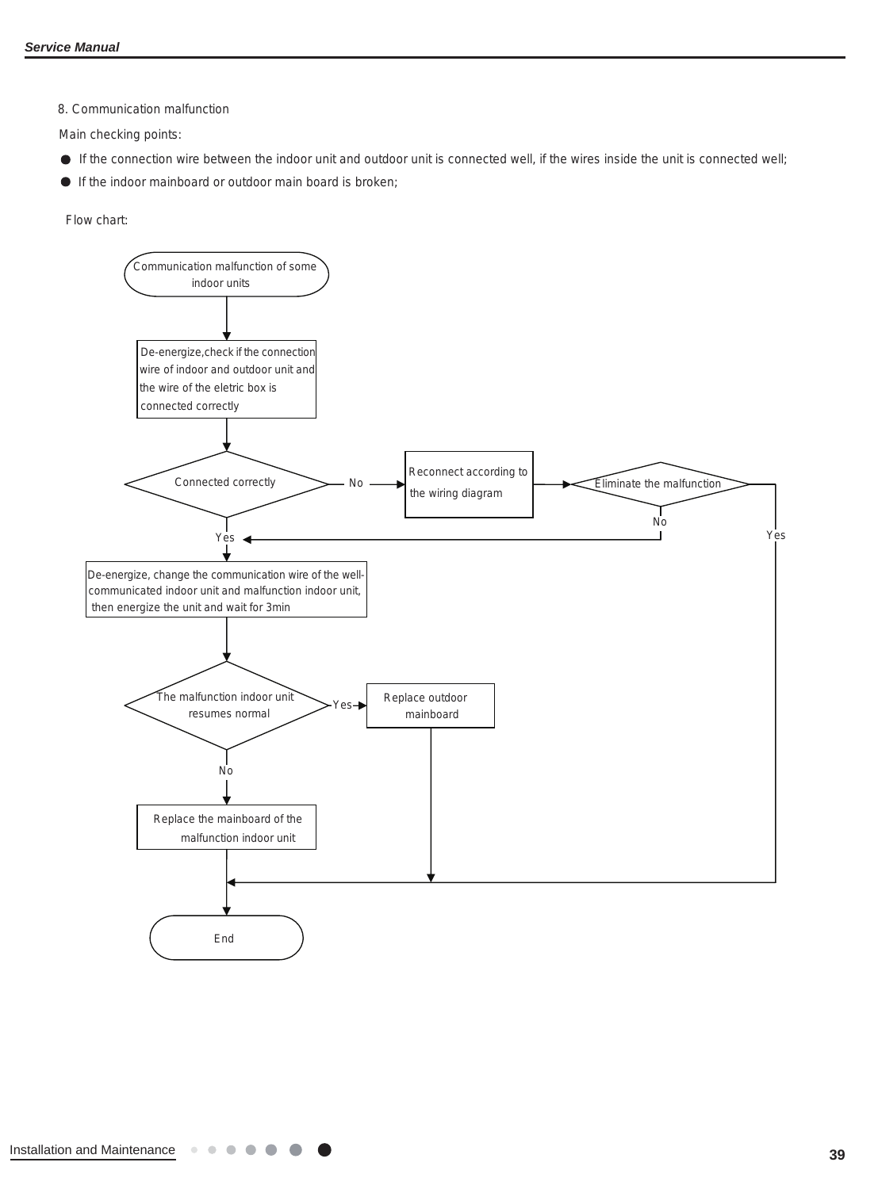8. Communication malfunction

Main checking points:

- If the connection wire between the indoor unit and outdoor unit is connected well, if the wires inside the unit is connected well;
- If the indoor mainboard or outdoor main board is broken;

Flow chart:

Communication malfunction of some indoor units

De-energize,check if the connection wire of indoor and outdoor unit and the wire of the eletric box is connected correctly

Connected correctly

No

Reconnect according to the wiring diagram

Eliminate the malfunction

No

Yes

Yes

De-energize, change the communication wire of the well-communicated indoor unit and malfunction indoor unit, then energize the unit and wait for 3min

The malfunction indoor unit resumes normal

Yes

Replace outdoor mainboard

No

Replace the mainboard of the malfunction indoor unit

End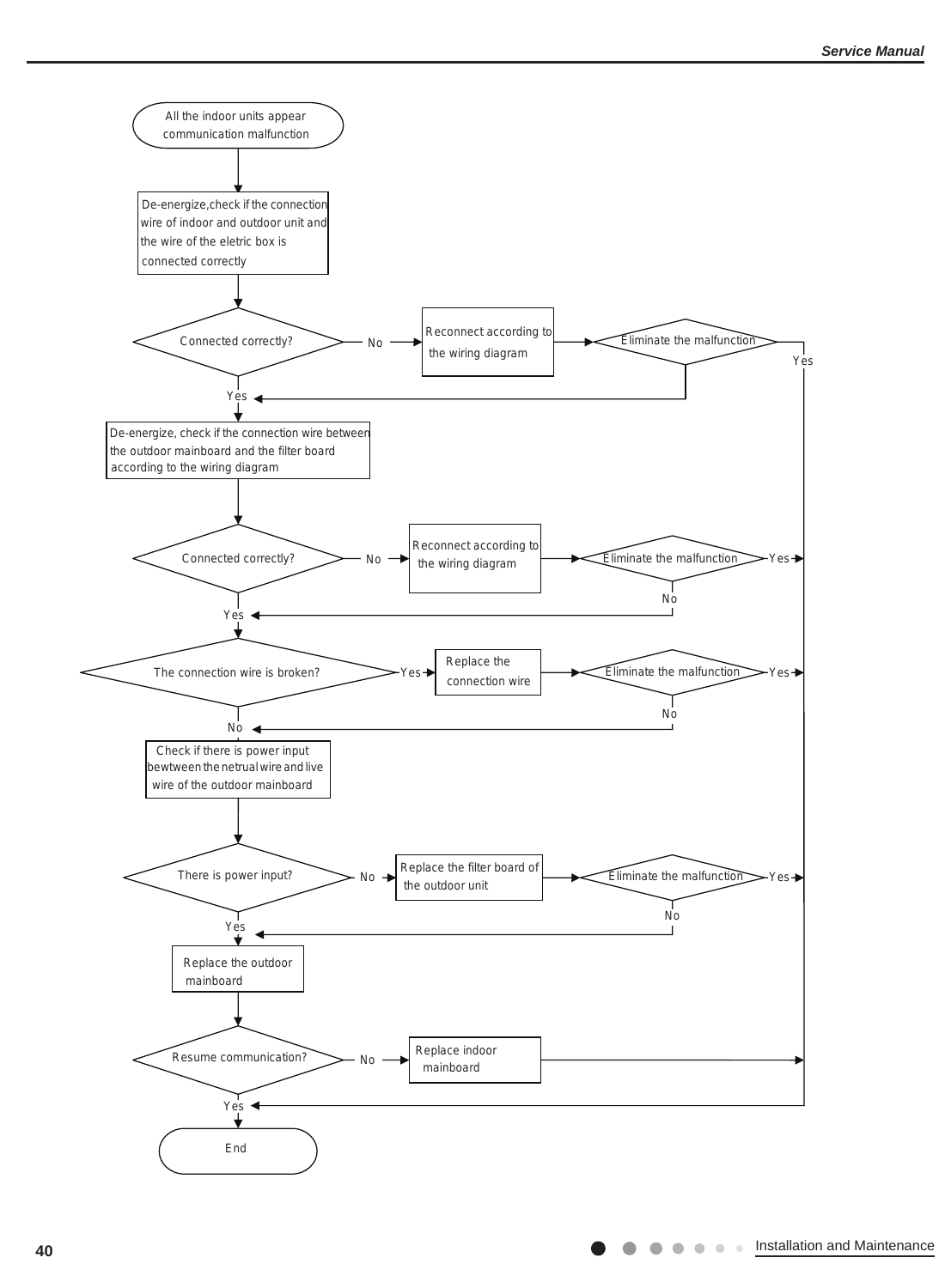All the indoor units appear communication malfunction

↓

De-energize,check if the connection wire of indoor and outdoor unit and the wire of the eletric box is connected correctly

↓

Connected correctly? — No → Reconnect according to the wiring diagram → Eliminate the malfunction — Yes → End

Eliminate the malfunction — No → (return to main flow)

Connected correctly? — Yes ↓

De-energize, check if the connection wire between the outdoor mainboard and the filter board according to the wiring diagram

↓

Connected correctly? — No → Reconnect according to the wiring diagram → Eliminate the malfunction — Yes → End

Eliminate the malfunction — No → (return to main flow)

Connected correctly? — Yes ↓

The connection wire is broken? — Yes → Replace the connection wire → Eliminate the malfunction — Yes → End

Eliminate the malfunction — No → (return to main flow)

The connection wire is broken? — No ↓

Check if there is power input bewtween the netrual wire and live wire of the outdoor mainboard

↓

There is power input? — No → Replace the filter board of the outdoor unit → Eliminate the malfunction — Yes → End

Eliminate the malfunction — No → (return to main flow)

There is power input? — Yes ↓

Replace the outdoor mainboard

↓

Resume communication? — No → Replace indoor mainboard → End

Resume communication? — Yes ↓

End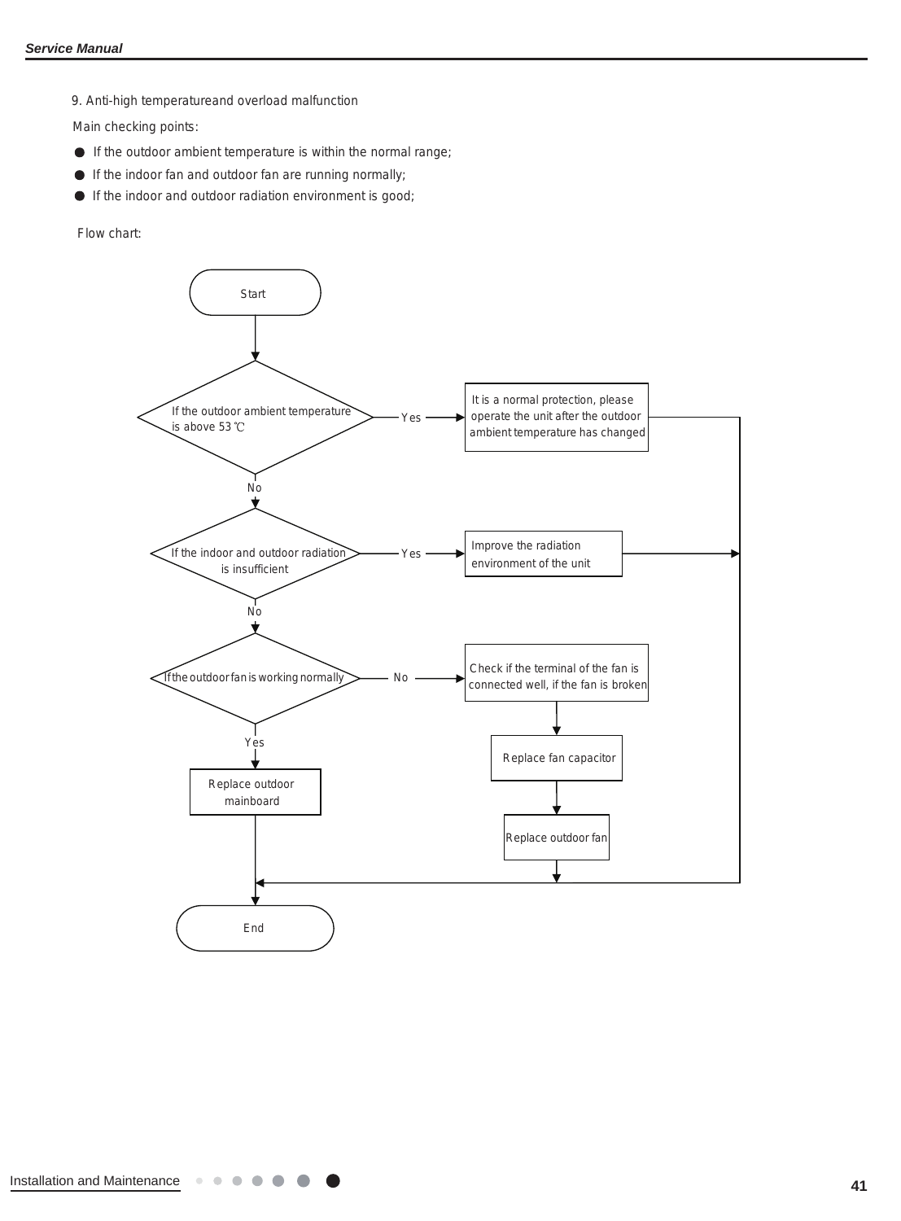9. Anti-high temperatureand overload malfunction

Main checking points:

- If the outdoor ambient temperature is within the normal range;
- If the indoor fan and outdoor fan are running normally;
- If the indoor and outdoor radiation environment is good;

Flow chart:

Start

If the outdoor ambient temperature is above 53℃ — Yes → It is a normal protection, please operate the unit after the outdoor ambient temperature has changed

No

If the indoor and outdoor radiation is insufficient — Yes → Improve the radiation environment of the unit

No

If the outdoor fan is working normally — No → Check if the terminal of the fan is connected well, if the fan is broken → Replace fan capacitor → Replace outdoor fan

Yes → Replace outdoor mainboard

End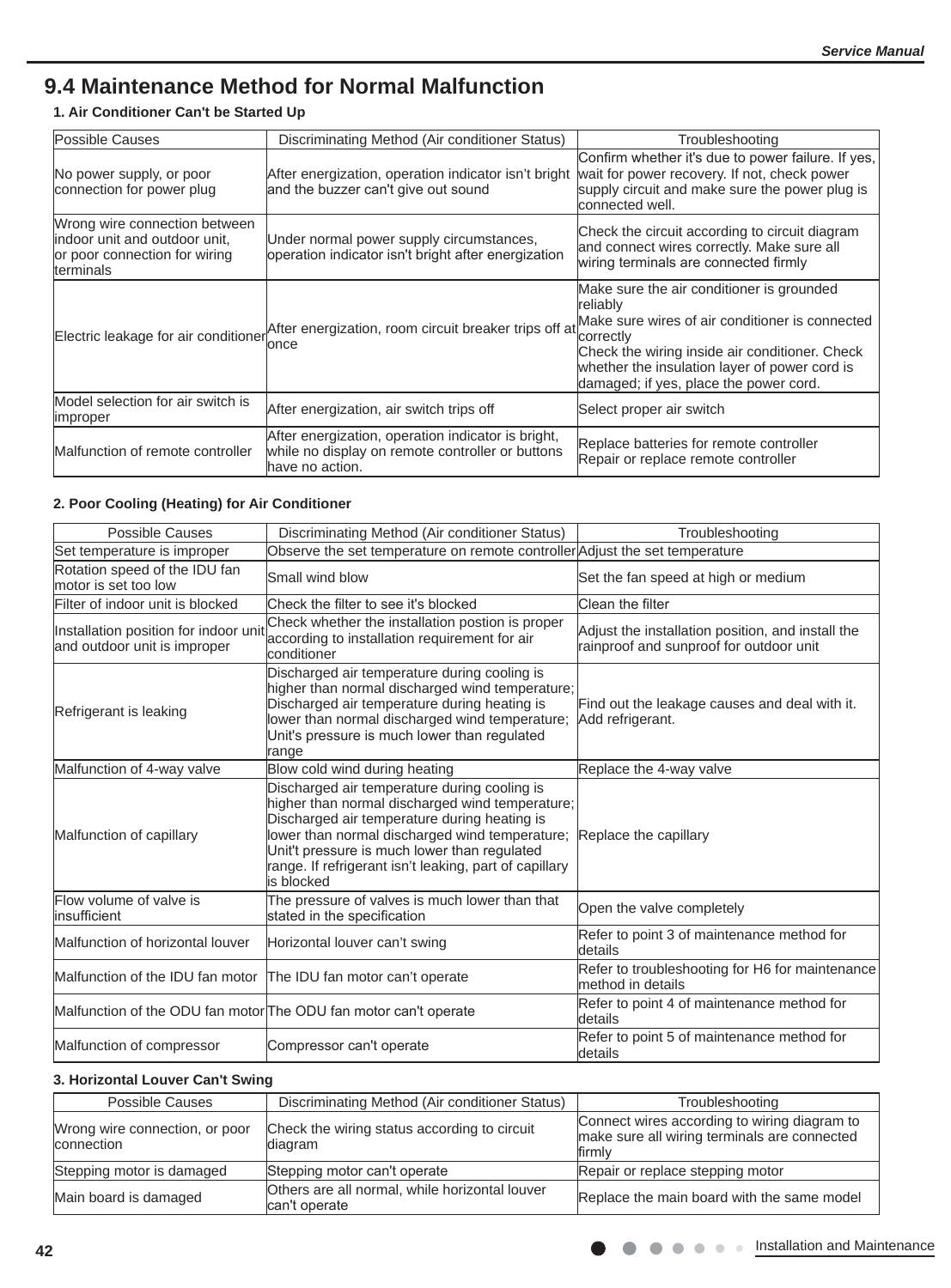## 9.4 Maintenance Method for Normal Malfunction

**1. Air Conditioner Can't be Started Up**

| Possible Causes | Discriminating Method (Air conditioner Status) | Troubleshooting |
|---|---|---|
| No power supply, or poor connection for power plug | After energization, operation indicator isn't bright and the buzzer can't give out sound | Confirm whether it's due to power failure. If yes, wait for power recovery. If not, check power supply circuit and make sure the power plug is connected well. |
| Wrong wire connection between indoor unit and outdoor unit, or poor connection for wiring terminals | Under normal power supply circumstances, operation indicator isn't bright after energization | Check the circuit according to circuit diagram and connect wires correctly. Make sure all wiring terminals are connected firmly |
| Electric leakage for air conditioner | After energization, room circuit breaker trips off at once | Make sure the air conditioner is grounded reliably<br>Make sure wires of air conditioner is connected correctly<br>Check the wiring inside air conditioner. Check whether the insulation layer of power cord is damaged; if yes, place the power cord. |
| Model selection for air switch is improper | After energization, air switch trips off | Select proper air switch |
| Malfunction of remote controller | After energization, operation indicator is bright, while no display on remote controller or buttons have no action. | Replace batteries for remote controller<br>Repair or replace remote controller |

**2. Poor Cooling (Heating) for Air Conditioner**

| Possible Causes | Discriminating Method (Air conditioner Status) | Troubleshooting |
|---|---|---|
| Set temperature is improper | Observe the set temperature on remote controller | Adjust the set temperature |
| Rotation speed of the IDU fan motor is set too low | Small wind blow | Set the fan speed at high or medium |
| Filter of indoor unit is blocked | Check the filter to see it's blocked | Clean the filter |
| Installation position for indoor unit and outdoor unit is improper | Check whether the installation postion is proper according to installation requirement for air conditioner | Adjust the installation position, and install the rainproof and sunproof for outdoor unit |
| Refrigerant is leaking | Discharged air temperature during cooling is higher than normal discharged wind temperature; Discharged air temperature during heating is lower than normal discharged wind temperature; Unit's pressure is much lower than regulated range | Find out the leakage causes and deal with it. Add refrigerant. |
| Malfunction of 4-way valve | Blow cold wind during heating | Replace the 4-way valve |
| Malfunction of capillary | Discharged air temperature during cooling is higher than normal discharged wind temperature; Discharged air temperature during heating is lower than normal discharged wind temperature; Unit't pressure is much lower than regulated range. If refrigerant isn't leaking, part of capillary is blocked | Replace the capillary |
| Flow volume of valve is insufficient | The pressure of valves is much lower than that stated in the specification | Open the valve completely |
| Malfunction of horizontal louver | Horizontal louver can't swing | Refer to point 3 of maintenance method for details |
| Malfunction of the IDU fan motor | The IDU fan motor can't operate | Refer to troubleshooting for H6 for maintenance method in details |
| Malfunction of the ODU fan motor | The ODU fan motor can't operate | Refer to point 4 of maintenance method for details |
| Malfunction of compressor | Compressor can't operate | Refer to point 5 of maintenance method for details |

**3. Horizontal Louver Can't Swing**

| Possible Causes | Discriminating Method (Air conditioner Status) | Troubleshooting |
|---|---|---|
| Wrong wire connection, or poor connection | Check the wiring status according to circuit diagram | Connect wires according to wiring diagram to make sure all wiring terminals are connected firmly |
| Stepping motor is damaged | Stepping motor can't operate | Repair or replace stepping motor |
| Main board is damaged | Others are all normal, while horizontal louver can't operate | Replace the main board with the same model |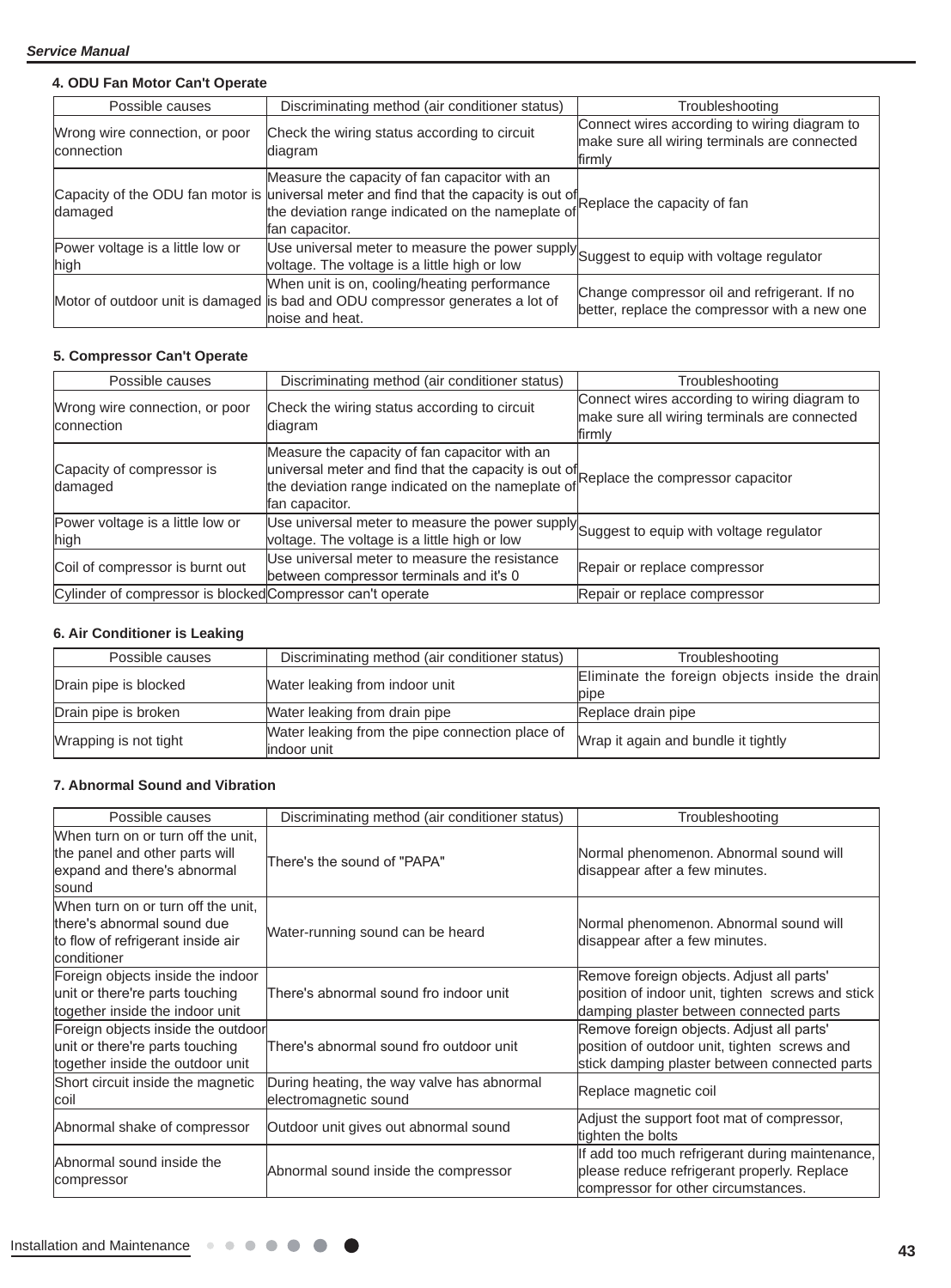#### 4. ODU Fan Motor Can't Operate

| Possible causes | Discriminating method (air conditioner status) | Troubleshooting |
|---|---|---|
| Wrong wire connection, or poor connection | Check the wiring status according to circuit diagram | Connect wires according to wiring diagram to make sure all wiring terminals are connected firmly |
| Capacity of the ODU fan motor is damaged | Measure the capacity of fan capacitor with an universal meter and find that the capacity is out of the deviation range indicated on the nameplate of fan capacitor. | Replace the capacity of fan |
| Power voltage is a little low or high | Use universal meter to measure the power supply voltage. The voltage is a little high or low | Suggest to equip with voltage regulator |
| Motor of outdoor unit is damaged | When unit is on, cooling/heating performance is bad and ODU compressor generates a lot of noise and heat. | Change compressor oil and refrigerant. If no better, replace the compressor with a new one |

#### 5. Compressor Can't Operate

| Possible causes | Discriminating method (air conditioner status) | Troubleshooting |
|---|---|---|
| Wrong wire connection, or poor connection | Check the wiring status according to circuit diagram | Connect wires according to wiring diagram to make sure all wiring terminals are connected firmly |
| Capacity of compressor is damaged | Measure the capacity of fan capacitor with an universal meter and find that the capacity is out of the deviation range indicated on the nameplate of fan capacitor. | Replace the compressor capacitor |
| Power voltage is a little low or high | Use universal meter to measure the power supply voltage. The voltage is a little high or low | Suggest to equip with voltage regulator |
| Coil of compressor is burnt out | Use universal meter to measure the resistance between compressor terminals and it's 0 | Repair or replace compressor |
| Cylinder of compressor is blocked | Compressor can't operate | Repair or replace compressor |

#### 6. Air Conditioner is Leaking

| Possible causes | Discriminating method (air conditioner status) | Troubleshooting |
|---|---|---|
| Drain pipe is blocked | Water leaking from indoor unit | Eliminate the foreign objects inside the drain pipe |
| Drain pipe is broken | Water leaking from drain pipe | Replace drain pipe |
| Wrapping is not tight | Water leaking from the pipe connection place of indoor unit | Wrap it again and bundle it tightly |

#### 7. Abnormal Sound and Vibration

| Possible causes | Discriminating method (air conditioner status) | Troubleshooting |
|---|---|---|
| When turn on or turn off the unit, the panel and other parts will expand and there's abnormal sound | There's the sound of "PAPA" | Normal phenomenon. Abnormal sound will disappear after a few minutes. |
| When turn on or turn off the unit, there's abnormal sound due to flow of refrigerant inside air conditioner | Water-running sound can be heard | Normal phenomenon. Abnormal sound will disappear after a few minutes. |
| Foreign objects inside the indoor unit or there're parts touching together inside the indoor unit | There's abnormal sound fro indoor unit | Remove foreign objects. Adjust all parts' position of indoor unit, tighten screws and stick damping plaster between connected parts |
| Foreign objects inside the outdoor unit or there're parts touching together inside the outdoor unit | There's abnormal sound fro outdoor unit | Remove foreign objects. Adjust all parts' position of outdoor unit, tighten screws and stick damping plaster between connected parts |
| Short circuit inside the magnetic coil | During heating, the way valve has abnormal electromagnetic sound | Replace magnetic coil |
| Abnormal shake of compressor | Outdoor unit gives out abnormal sound | Adjust the support foot mat of compressor, tighten the bolts |
| Abnormal sound inside the compressor | Abnormal sound inside the compressor | If add too much refrigerant during maintenance, please reduce refrigerant properly. Replace compressor for other circumstances. |